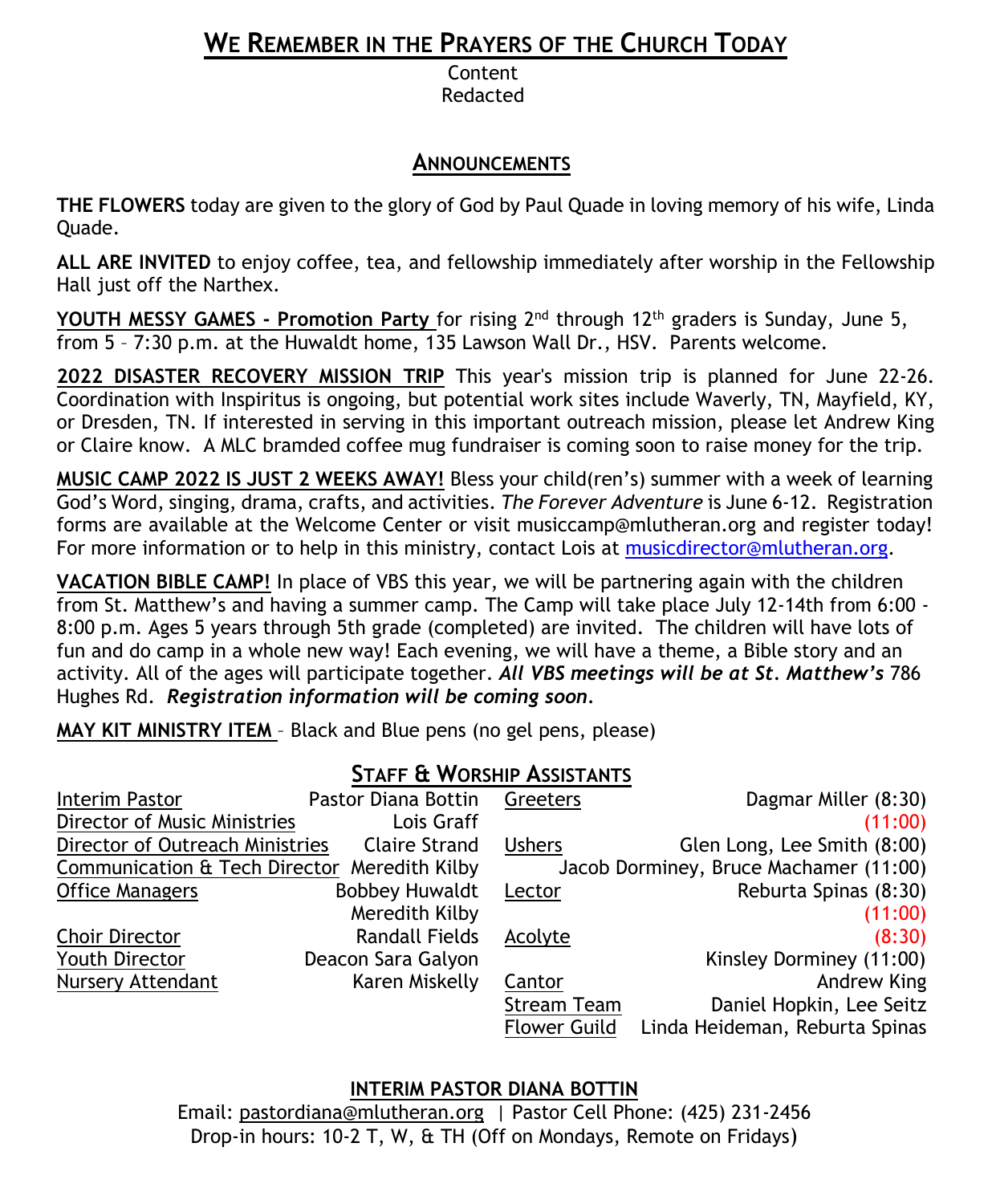## WE REMEMBER IN THE PRAYERS OF THE CHURCH TODAY

Content
Redacted

## ANNOUNCEMENTS

**THE FLOWERS** today are given to the glory of God by Paul Quade in loving memory of his wife, Linda Quade.

**ALL ARE INVITED** to enjoy coffee, tea, and fellowship immediately after worship in the Fellowship Hall just off the Narthex.

**YOUTH MESSY GAMES - Promotion Party** for rising 2nd through 12th graders is Sunday, June 5, from 5 – 7:30 p.m. at the Huwaldt home, 135 Lawson Wall Dr., HSV. Parents welcome.

**2022 DISASTER RECOVERY MISSION TRIP** This year's mission trip is planned for June 22-26. Coordination with Inspiritus is ongoing, but potential work sites include Waverly, TN, Mayfield, KY, or Dresden, TN. If interested in serving in this important outreach mission, please let Andrew King or Claire know. A MLC bramded coffee mug fundraiser is coming soon to raise money for the trip.

**MUSIC CAMP 2022 IS JUST 2 WEEKS AWAY!** Bless your child(ren's) summer with a week of learning God's Word, singing, drama, crafts, and activities. *The Forever Adventure* is June 6-12. Registration forms are available at the Welcome Center or visit musiccamp@mlutheran.org and register today! For more information or to help in this ministry, contact Lois at musicdirector@mlutheran.org.

**VACATION BIBLE CAMP!** In place of VBS this year, we will be partnering again with the children from St. Matthew's and having a summer camp. The Camp will take place July 12-14th from 6:00 - 8:00 p.m. Ages 5 years through 5th grade (completed) are invited. The children will have lots of fun and do camp in a whole new way! Each evening, we will have a theme, a Bible story and an activity. All of the ages will participate together. ***All VBS meetings will be at St. Matthew's*** 786 Hughes Rd. ***Registration information will be coming soon.***

**MAY KIT MINISTRY ITEM** – Black and Blue pens (no gel pens, please)

## STAFF & WORSHIP ASSISTANTS

| Role | Name |
|---|---|
| Interim Pastor | Pastor Diana Bottin |
| Director of Music Ministries | Lois Graff |
| Director of Outreach Ministries | Claire Strand |
| Communication & Tech Director | Meredith Kilby |
| Office Managers | Bobbey Huwaldt, Meredith Kilby |
| Choir Director | Randall Fields |
| Youth Director | Deacon Sara Galyon |
| Nursery Attendant | Karen Miskelly |

| Role | Name |
|---|---|
| Greeters | Dagmar Miller (8:30) |
| | (11:00) |
| Ushers | Glen Long, Lee Smith (8:00) |
| | Jacob Dorminey, Bruce Machamer (11:00) |
| Lector | Reburta Spinas (8:30) |
| | (11:00) |
| Acolyte | (8:30) |
| | Kinsley Dorminey (11:00) |
| Cantor | Andrew King |
| Stream Team | Daniel Hopkin, Lee Seitz |
| Flower Guild | Linda Heideman, Reburta Spinas |

**INTERIM PASTOR DIANA BOTTIN**

Email: pastordiana@mlutheran.org | Pastor Cell Phone: (425) 231-2456
Drop-in hours: 10-2 T, W, & TH (Off on Mondays, Remote on Fridays)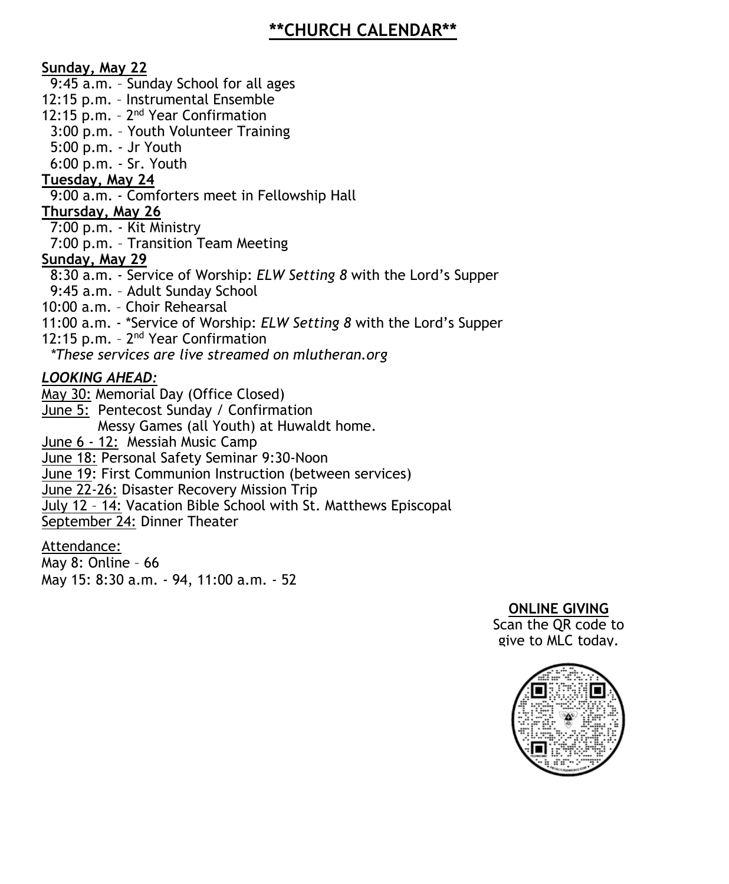# **CHURCH CALENDAR**

**Sunday, May 22**

9:45 a.m. – Sunday School for all ages
12:15 p.m. – Instrumental Ensemble
12:15 p.m. – 2nd Year Confirmation
3:00 p.m. – Youth Volunteer Training
5:00 p.m. - Jr Youth
6:00 p.m. - Sr. Youth

**Tuesday, May 24**

9:00 a.m. - Comforters meet in Fellowship Hall

**Thursday, May 26**

7:00 p.m. - Kit Ministry
7:00 p.m. – Transition Team Meeting

**Sunday, May 29**

8:30 a.m. - Service of Worship: *ELW Setting 8* with the Lord's Supper
9:45 a.m. – Adult Sunday School
10:00 a.m. – Choir Rehearsal
11:00 a.m. - *Service of Worship: *ELW Setting 8* with the Lord's Supper
12:15 p.m. – 2nd Year Confirmation
*\*These services are live streamed on mlutheran.org*

***LOOKING AHEAD:***

May 30: Memorial Day (Office Closed)
June 5: Pentecost Sunday / Confirmation
Messy Games (all Youth) at Huwaldt home.
June 6 - 12: Messiah Music Camp
June 18: Personal Safety Seminar 9:30-Noon
June 19: First Communion Instruction (between services)
June 22-26: Disaster Recovery Mission Trip
July 12 – 14: Vacation Bible School with St. Matthews Episcopal
September 24: Dinner Theater

Attendance:
May 8: Online – 66
May 15: 8:30 a.m. - 94, 11:00 a.m. - 52

**ONLINE GIVING**
Scan the QR code to give to MLC today.